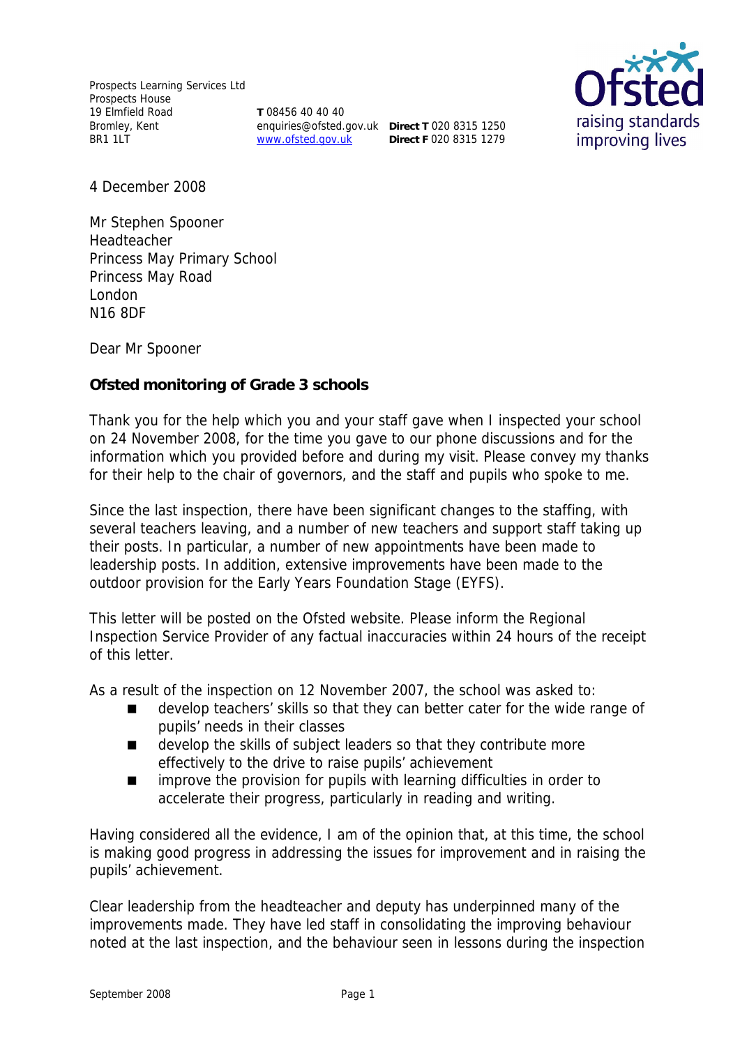Prospects Learning Services Ltd
Prospects House
19 Elmfield Road
Bromley, Kent
BR1 1LT

**T** 08456 40 40 40
enquiries@ofsted.gov.uk
www.ofsted.gov.uk

**Direct T** 020 8315 1250
**Direct F** 020 8315 1279

4 December 2008

Mr Stephen Spooner
Headteacher
Princess May Primary School
Princess May Road
London
N16 8DF

Dear Mr Spooner

**Ofsted monitoring of Grade 3 schools**

Thank you for the help which you and your staff gave when I inspected your school on 24 November 2008, for the time you gave to our phone discussions and for the information which you provided before and during my visit. Please convey my thanks for their help to the chair of governors, and the staff and pupils who spoke to me.

Since the last inspection, there have been significant changes to the staffing, with several teachers leaving, and a number of new teachers and support staff taking up their posts. In particular, a number of new appointments have been made to leadership posts. In addition, extensive improvements have been made to the outdoor provision for the Early Years Foundation Stage (EYFS).

This letter will be posted on the Ofsted website. Please inform the Regional Inspection Service Provider of any factual inaccuracies within 24 hours of the receipt of this letter.

As a result of the inspection on 12 November 2007, the school was asked to:

- develop teachers' skills so that they can better cater for the wide range of pupils' needs in their classes
- develop the skills of subject leaders so that they contribute more effectively to the drive to raise pupils' achievement
- improve the provision for pupils with learning difficulties in order to accelerate their progress, particularly in reading and writing.

Having considered all the evidence, I am of the opinion that, at this time, the school is making good progress in addressing the issues for improvement and in raising the pupils' achievement.

Clear leadership from the headteacher and deputy has underpinned many of the improvements made. They have led staff in consolidating the improving behaviour noted at the last inspection, and the behaviour seen in lessons during the inspection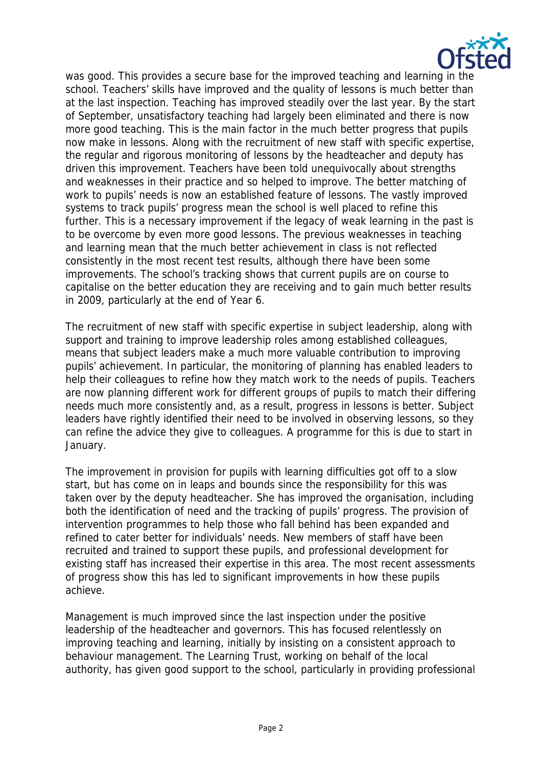was good. This provides a secure base for the improved teaching and learning in the school. Teachers' skills have improved and the quality of lessons is much better than at the last inspection. Teaching has improved steadily over the last year. By the start of September, unsatisfactory teaching had largely been eliminated and there is now more good teaching. This is the main factor in the much better progress that pupils now make in lessons. Along with the recruitment of new staff with specific expertise, the regular and rigorous monitoring of lessons by the headteacher and deputy has driven this improvement. Teachers have been told unequivocally about strengths and weaknesses in their practice and so helped to improve. The better matching of work to pupils' needs is now an established feature of lessons. The vastly improved systems to track pupils' progress mean the school is well placed to refine this further. This is a necessary improvement if the legacy of weak learning in the past is to be overcome by even more good lessons. The previous weaknesses in teaching and learning mean that the much better achievement in class is not reflected consistently in the most recent test results, although there have been some improvements. The school's tracking shows that current pupils are on course to capitalise on the better education they are receiving and to gain much better results in 2009, particularly at the end of Year 6.

The recruitment of new staff with specific expertise in subject leadership, along with support and training to improve leadership roles among established colleagues, means that subject leaders make a much more valuable contribution to improving pupils' achievement. In particular, the monitoring of planning has enabled leaders to help their colleagues to refine how they match work to the needs of pupils. Teachers are now planning different work for different groups of pupils to match their differing needs much more consistently and, as a result, progress in lessons is better. Subject leaders have rightly identified their need to be involved in observing lessons, so they can refine the advice they give to colleagues. A programme for this is due to start in January.

The improvement in provision for pupils with learning difficulties got off to a slow start, but has come on in leaps and bounds since the responsibility for this was taken over by the deputy headteacher. She has improved the organisation, including both the identification of need and the tracking of pupils' progress. The provision of intervention programmes to help those who fall behind has been expanded and refined to cater better for individuals' needs. New members of staff have been recruited and trained to support these pupils, and professional development for existing staff has increased their expertise in this area. The most recent assessments of progress show this has led to significant improvements in how these pupils achieve.

Management is much improved since the last inspection under the positive leadership of the headteacher and governors. This has focused relentlessly on improving teaching and learning, initially by insisting on a consistent approach to behaviour management. The Learning Trust, working on behalf of the local authority, has given good support to the school, particularly in providing professional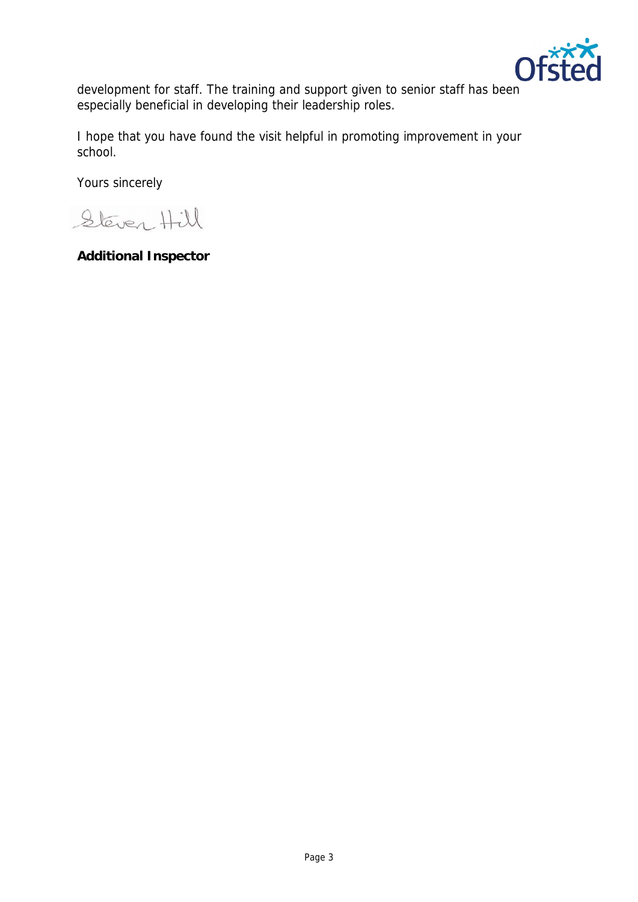development for staff. The training and support given to senior staff has been especially beneficial in developing their leadership roles.

I hope that you have found the visit helpful in promoting improvement in your school.

Yours sincerely

Steven Hill

**Additional Inspector**